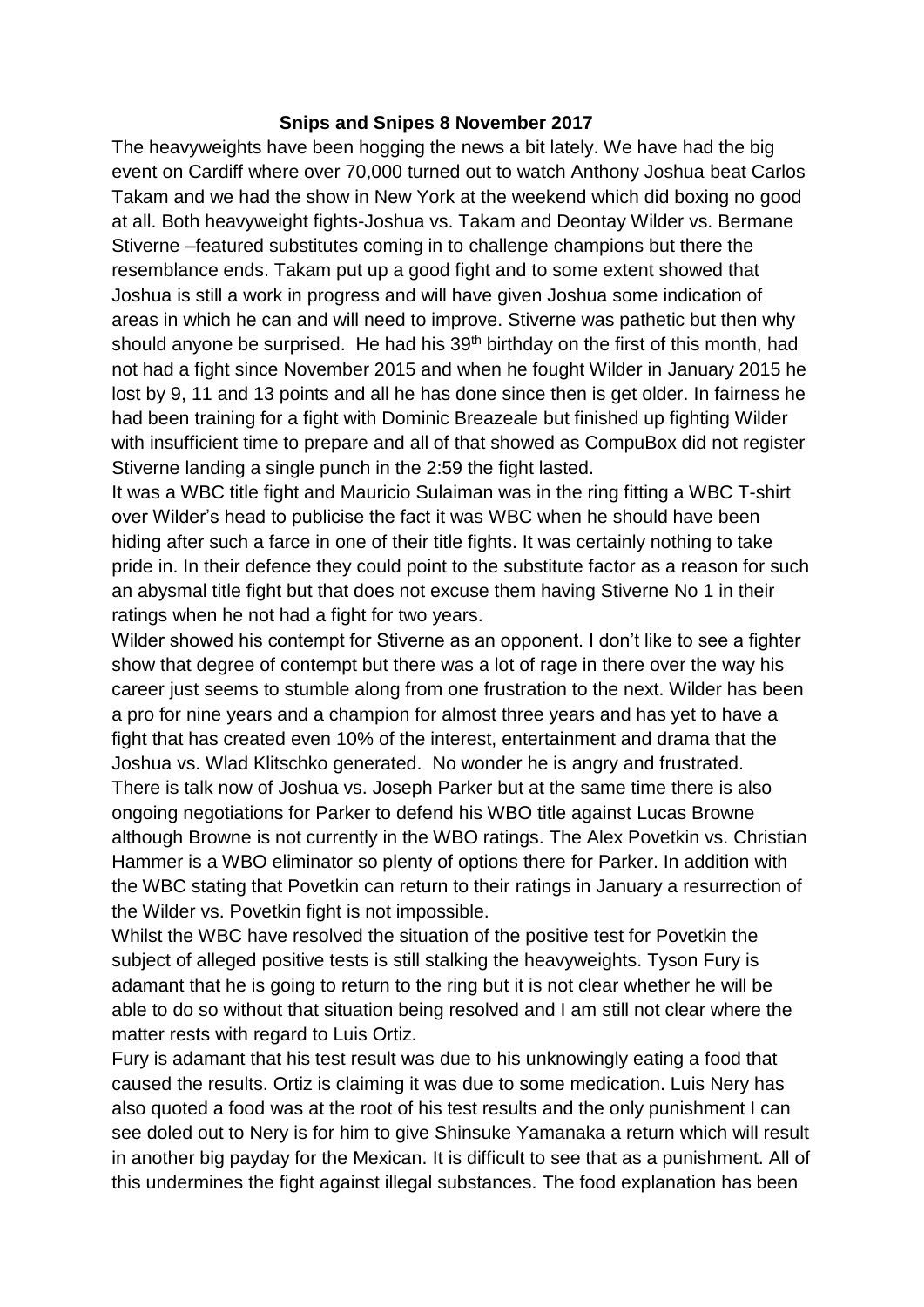# Snips and Snipes 8 November 2017

The heavyweights have been hogging the news a bit lately. We have had the big event on Cardiff where over 70,000 turned out to watch Anthony Joshua beat Carlos Takam and we had the show in New York at the weekend which did boxing no good at all. Both heavyweight fights-Joshua vs. Takam and Deontay Wilder vs. Bermane Stiverne –featured substitutes coming in to challenge champions but there the resemblance ends. Takam put up a good fight and to some extent showed that Joshua is still a work in progress and will have given Joshua some indication of areas in which he can and will need to improve. Stiverne was pathetic but then why should anyone be surprised. He had his 39th birthday on the first of this month, had not had a fight since November 2015 and when he fought Wilder in January 2015 he lost by 9, 11 and 13 points and all he has done since then is get older. In fairness he had been training for a fight with Dominic Breazeale but finished up fighting Wilder with insufficient time to prepare and all of that showed as CompuBox did not register Stiverne landing a single punch in the 2:59 the fight lasted.

It was a WBC title fight and Mauricio Sulaiman was in the ring fitting a WBC T-shirt over Wilder's head to publicise the fact it was WBC when he should have been hiding after such a farce in one of their title fights. It was certainly nothing to take pride in. In their defence they could point to the substitute factor as a reason for such an abysmal title fight but that does not excuse them having Stiverne No 1 in their ratings when he not had a fight for two years.

Wilder showed his contempt for Stiverne as an opponent. I don't like to see a fighter show that degree of contempt but there was a lot of rage in there over the way his career just seems to stumble along from one frustration to the next. Wilder has been a pro for nine years and a champion for almost three years and has yet to have a fight that has created even 10% of the interest, entertainment and drama that the Joshua vs. Wlad Klitschko generated. No wonder he is angry and frustrated.

There is talk now of Joshua vs. Joseph Parker but at the same time there is also ongoing negotiations for Parker to defend his WBO title against Lucas Browne although Browne is not currently in the WBO ratings. The Alex Povetkin vs. Christian Hammer is a WBO eliminator so plenty of options there for Parker. In addition with the WBC stating that Povetkin can return to their ratings in January a resurrection of the Wilder vs. Povetkin fight is not impossible.

Whilst the WBC have resolved the situation of the positive test for Povetkin the subject of alleged positive tests is still stalking the heavyweights. Tyson Fury is adamant that he is going to return to the ring but it is not clear whether he will be able to do so without that situation being resolved and I am still not clear where the matter rests with regard to Luis Ortiz.

Fury is adamant that his test result was due to his unknowingly eating a food that caused the results. Ortiz is claiming it was due to some medication. Luis Nery has also quoted a food was at the root of his test results and the only punishment I can see doled out to Nery is for him to give Shinsuke Yamanaka a return which will result in another big payday for the Mexican. It is difficult to see that as a punishment. All of this undermines the fight against illegal substances. The food explanation has been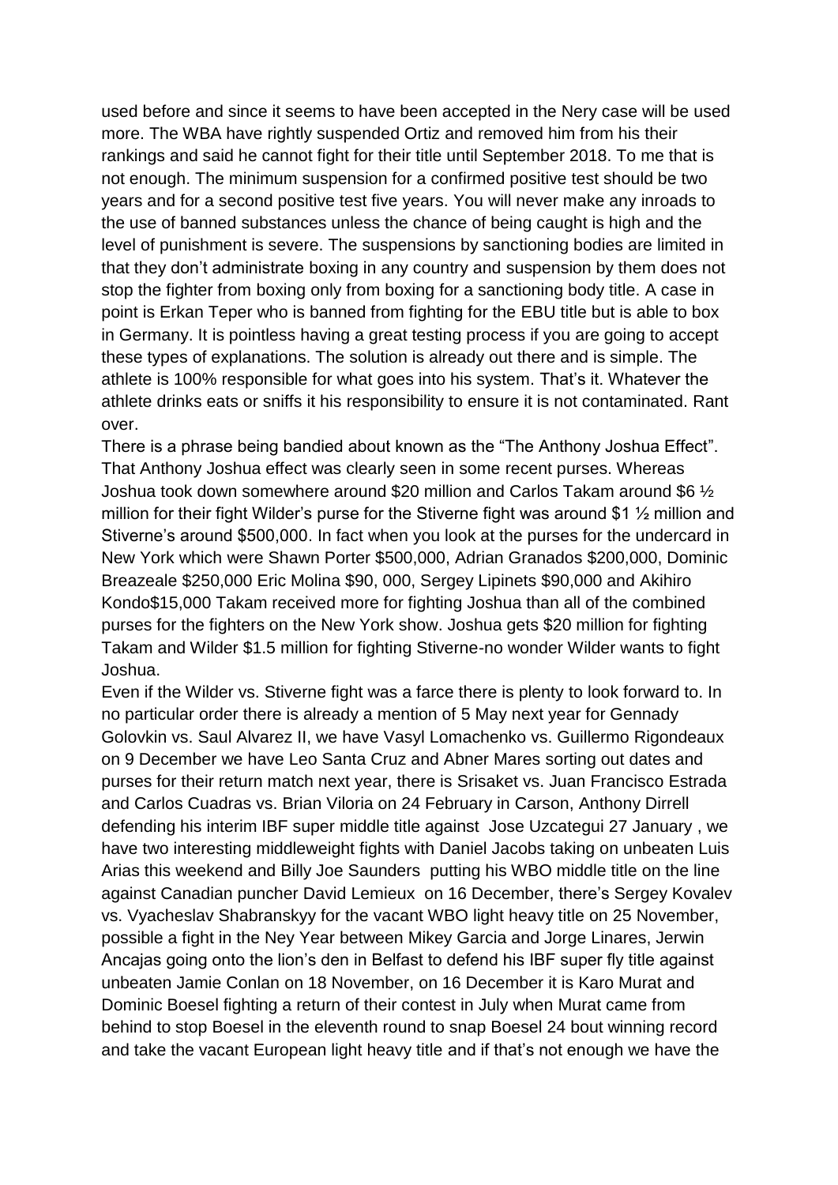used before and since it seems to have been accepted in the Nery case will be used more. The WBA have rightly suspended Ortiz and removed him from his their rankings and said he cannot fight for their title until September 2018. To me that is not enough. The minimum suspension for a confirmed positive test should be two years and for a second positive test five years. You will never make any inroads to the use of banned substances unless the chance of being caught is high and the level of punishment is severe. The suspensions by sanctioning bodies are limited in that they don't administrate boxing in any country and suspension by them does not stop the fighter from boxing only from boxing for a sanctioning body title. A case in point is Erkan Teper who is banned from fighting for the EBU title but is able to box in Germany. It is pointless having a great testing process if you are going to accept these types of explanations. The solution is already out there and is simple. The athlete is 100% responsible for what goes into his system. That's it. Whatever the athlete drinks eats or sniffs it his responsibility to ensure it is not contaminated. Rant over.

There is a phrase being bandied about known as the "The Anthony Joshua Effect". That Anthony Joshua effect was clearly seen in some recent purses. Whereas Joshua took down somewhere around $20 million and Carlos Takam around $6 ½ million for their fight Wilder's purse for the Stiverne fight was around $1 ½ million and Stiverne's around $500,000. In fact when you look at the purses for the undercard in New York which were Shawn Porter $500,000, Adrian Granados $200,000, Dominic Breazeale $250,000 Eric Molina $90, 000, Sergey Lipinets $90,000 and Akihiro Kondo$15,000 Takam received more for fighting Joshua than all of the combined purses for the fighters on the New York show. Joshua gets $20 million for fighting Takam and Wilder $1.5 million for fighting Stiverne-no wonder Wilder wants to fight Joshua.

Even if the Wilder vs. Stiverne fight was a farce there is plenty to look forward to. In no particular order there is already a mention of 5 May next year for Gennady Golovkin vs. Saul Alvarez II, we have Vasyl Lomachenko vs. Guillermo Rigondeaux on 9 December we have Leo Santa Cruz and Abner Mares sorting out dates and purses for their return match next year, there is Srisaket vs. Juan Francisco Estrada and Carlos Cuadras vs. Brian Viloria on 24 February in Carson, Anthony Dirrell defending his interim IBF super middle title against Jose Uzcategui 27 January , we have two interesting middleweight fights with Daniel Jacobs taking on unbeaten Luis Arias this weekend and Billy Joe Saunders putting his WBO middle title on the line against Canadian puncher David Lemieux on 16 December, there's Sergey Kovalev vs. Vyacheslav Shabranskyy for the vacant WBO light heavy title on 25 November, possible a fight in the Ney Year between Mikey Garcia and Jorge Linares, Jerwin Ancajas going onto the lion's den in Belfast to defend his IBF super fly title against unbeaten Jamie Conlan on 18 November, on 16 December it is Karo Murat and Dominic Boesel fighting a return of their contest in July when Murat came from behind to stop Boesel in the eleventh round to snap Boesel 24 bout winning record and take the vacant European light heavy title and if that's not enough we have the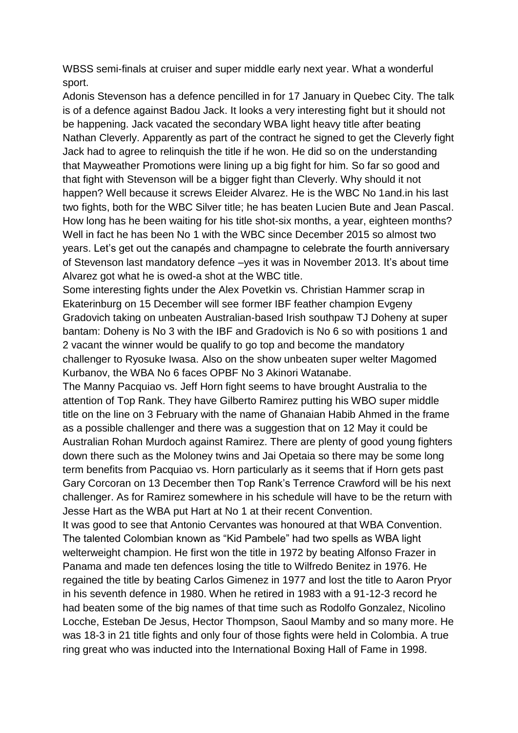WBSS semi-finals at cruiser and super middle early next year. What a wonderful sport.

Adonis Stevenson has a defence pencilled in for 17 January in Quebec City. The talk is of a defence against Badou Jack. It looks a very interesting fight but it should not be happening. Jack vacated the secondary WBA light heavy title after beating Nathan Cleverly. Apparently as part of the contract he signed to get the Cleverly fight Jack had to agree to relinquish the title if he won. He did so on the understanding that Mayweather Promotions were lining up a big fight for him. So far so good and that fight with Stevenson will be a bigger fight than Cleverly. Why should it not happen? Well because it screws Eleider Alvarez. He is the WBC No 1and.in his last two fights, both for the WBC Silver title; he has beaten Lucien Bute and Jean Pascal. How long has he been waiting for his title shot-six months, a year, eighteen months? Well in fact he has been No 1 with the WBC since December 2015 so almost two years. Let's get out the canapés and champagne to celebrate the fourth anniversary of Stevenson last mandatory defence –yes it was in November 2013. It's about time Alvarez got what he is owed-a shot at the WBC title.

Some interesting fights under the Alex Povetkin vs. Christian Hammer scrap in Ekaterinburg on 15 December will see former IBF feather champion Evgeny Gradovich taking on unbeaten Australian-based Irish southpaw TJ Doheny at super bantam: Doheny is No 3 with the IBF and Gradovich is No 6 so with positions 1 and 2 vacant the winner would be qualify to go top and become the mandatory challenger to Ryosuke Iwasa. Also on the show unbeaten super welter Magomed Kurbanov, the WBA No 6 faces OPBF No 3 Akinori Watanabe.

The Manny Pacquiao vs. Jeff Horn fight seems to have brought Australia to the attention of Top Rank. They have Gilberto Ramirez putting his WBO super middle title on the line on 3 February with the name of Ghanaian Habib Ahmed in the frame as a possible challenger and there was a suggestion that on 12 May it could be Australian Rohan Murdoch against Ramirez. There are plenty of good young fighters down there such as the Moloney twins and Jai Opetaia so there may be some long term benefits from Pacquiao vs. Horn particularly as it seems that if Horn gets past Gary Corcoran on 13 December then Top Rank's Terrence Crawford will be his next challenger. As for Ramirez somewhere in his schedule will have to be the return with Jesse Hart as the WBA put Hart at No 1 at their recent Convention.

It was good to see that Antonio Cervantes was honoured at that WBA Convention. The talented Colombian known as "Kid Pambele" had two spells as WBA light welterweight champion. He first won the title in 1972 by beating Alfonso Frazer in Panama and made ten defences losing the title to Wilfredo Benitez in 1976. He regained the title by beating Carlos Gimenez in 1977 and lost the title to Aaron Pryor in his seventh defence in 1980. When he retired in 1983 with a 91-12-3 record he had beaten some of the big names of that time such as Rodolfo Gonzalez, Nicolino Locche, Esteban De Jesus, Hector Thompson, Saoul Mamby and so many more. He was 18-3 in 21 title fights and only four of those fights were held in Colombia. A true ring great who was inducted into the International Boxing Hall of Fame in 1998.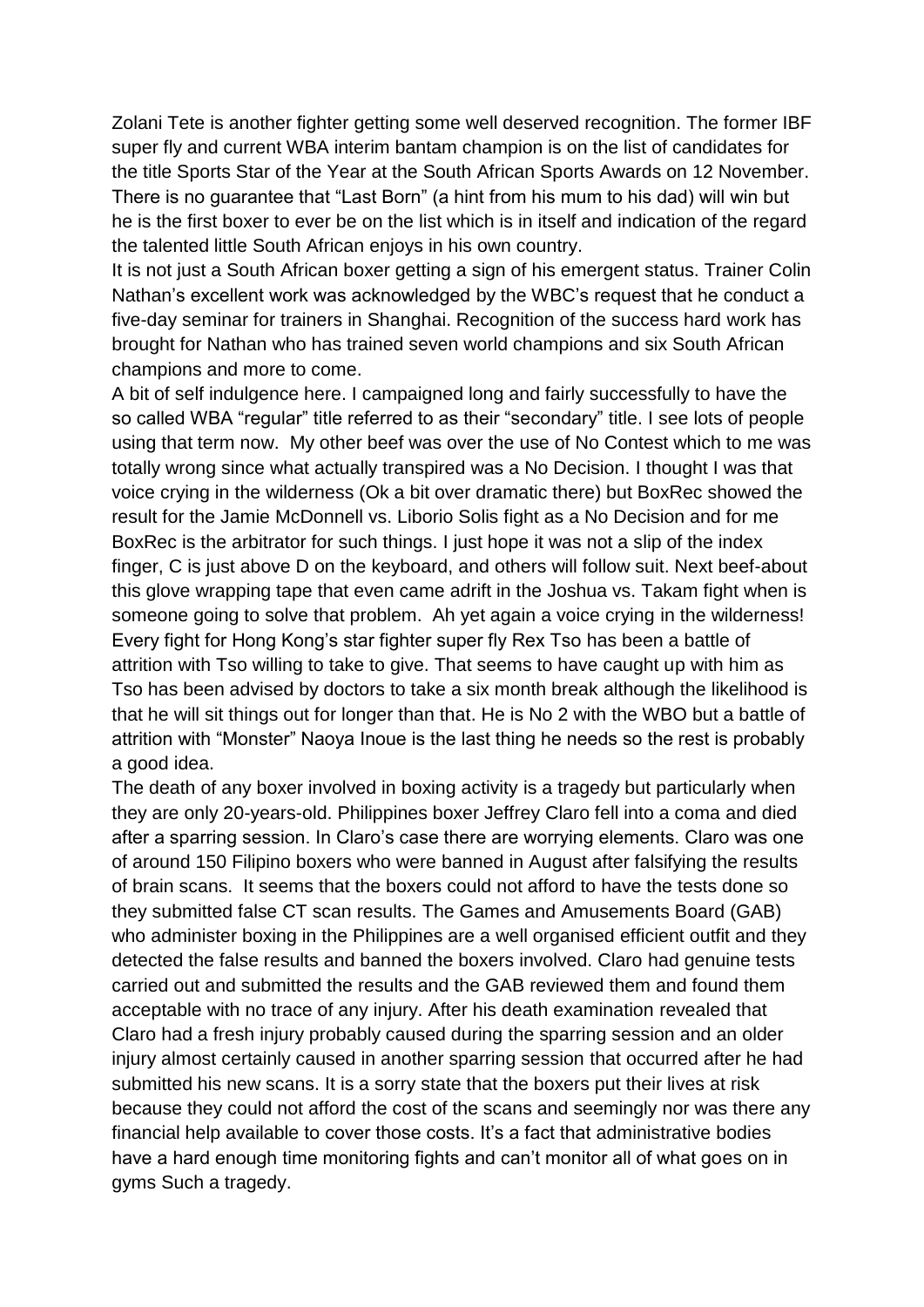Zolani Tete is another fighter getting some well deserved recognition. The former IBF super fly and current WBA interim bantam champion is on the list of candidates for the title Sports Star of the Year at the South African Sports Awards on 12 November. There is no guarantee that "Last Born" (a hint from his mum to his dad) will win but he is the first boxer to ever be on the list which is in itself and indication of the regard the talented little South African enjoys in his own country.

It is not just a South African boxer getting a sign of his emergent status. Trainer Colin Nathan's excellent work was acknowledged by the WBC's request that he conduct a five-day seminar for trainers in Shanghai. Recognition of the success hard work has brought for Nathan who has trained seven world champions and six South African champions and more to come.

A bit of self indulgence here. I campaigned long and fairly successfully to have the so called WBA "regular" title referred to as their "secondary" title. I see lots of people using that term now. My other beef was over the use of No Contest which to me was totally wrong since what actually transpired was a No Decision. I thought I was that voice crying in the wilderness (Ok a bit over dramatic there) but BoxRec showed the result for the Jamie McDonnell vs. Liborio Solis fight as a No Decision and for me BoxRec is the arbitrator for such things. I just hope it was not a slip of the index finger, C is just above D on the keyboard, and others will follow suit. Next beef-about this glove wrapping tape that even came adrift in the Joshua vs. Takam fight when is someone going to solve that problem. Ah yet again a voice crying in the wilderness!

Every fight for Hong Kong's star fighter super fly Rex Tso has been a battle of attrition with Tso willing to take to give. That seems to have caught up with him as Tso has been advised by doctors to take a six month break although the likelihood is that he will sit things out for longer than that. He is No 2 with the WBO but a battle of attrition with "Monster" Naoya Inoue is the last thing he needs so the rest is probably a good idea.

The death of any boxer involved in boxing activity is a tragedy but particularly when they are only 20-years-old. Philippines boxer Jeffrey Claro fell into a coma and died after a sparring session. In Claro's case there are worrying elements. Claro was one of around 150 Filipino boxers who were banned in August after falsifying the results of brain scans. It seems that the boxers could not afford to have the tests done so they submitted false CT scan results. The Games and Amusements Board (GAB) who administer boxing in the Philippines are a well organised efficient outfit and they detected the false results and banned the boxers involved. Claro had genuine tests carried out and submitted the results and the GAB reviewed them and found them acceptable with no trace of any injury. After his death examination revealed that Claro had a fresh injury probably caused during the sparring session and an older injury almost certainly caused in another sparring session that occurred after he had submitted his new scans. It is a sorry state that the boxers put their lives at risk because they could not afford the cost of the scans and seemingly nor was there any financial help available to cover those costs. It's a fact that administrative bodies have a hard enough time monitoring fights and can't monitor all of what goes on in gyms Such a tragedy.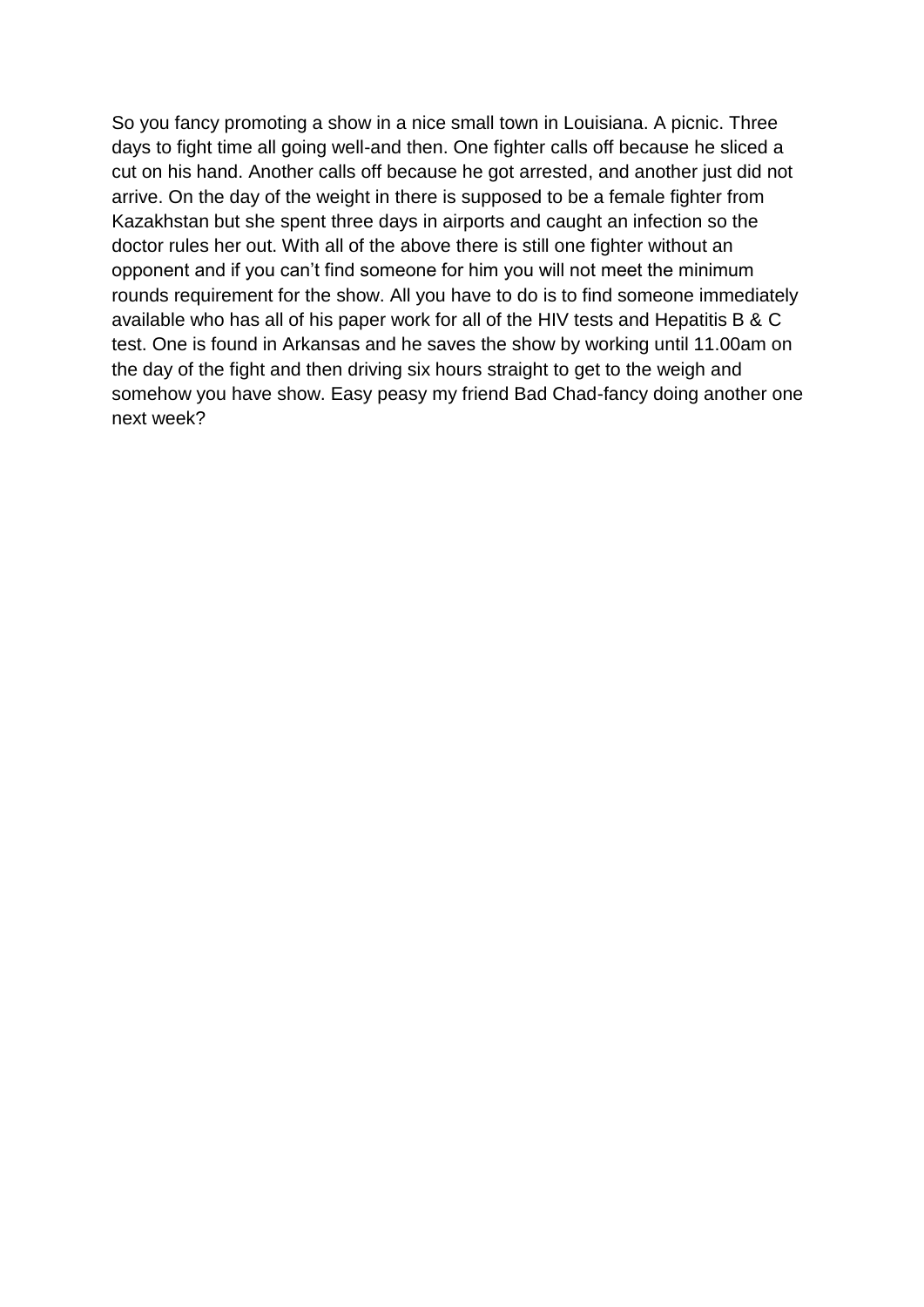So you fancy promoting a show in a nice small town in Louisiana. A picnic. Three days to fight time all going well-and then. One fighter calls off because he sliced a cut on his hand. Another calls off because he got arrested, and another just did not arrive. On the day of the weight in there is supposed to be a female fighter from Kazakhstan but she spent three days in airports and caught an infection so the doctor rules her out. With all of the above there is still one fighter without an opponent and if you can't find someone for him you will not meet the minimum rounds requirement for the show. All you have to do is to find someone immediately available who has all of his paper work for all of the HIV tests and Hepatitis B & C test. One is found in Arkansas and he saves the show by working until 11.00am on the day of the fight and then driving six hours straight to get to the weigh and somehow you have show. Easy peasy my friend Bad Chad-fancy doing another one next week?